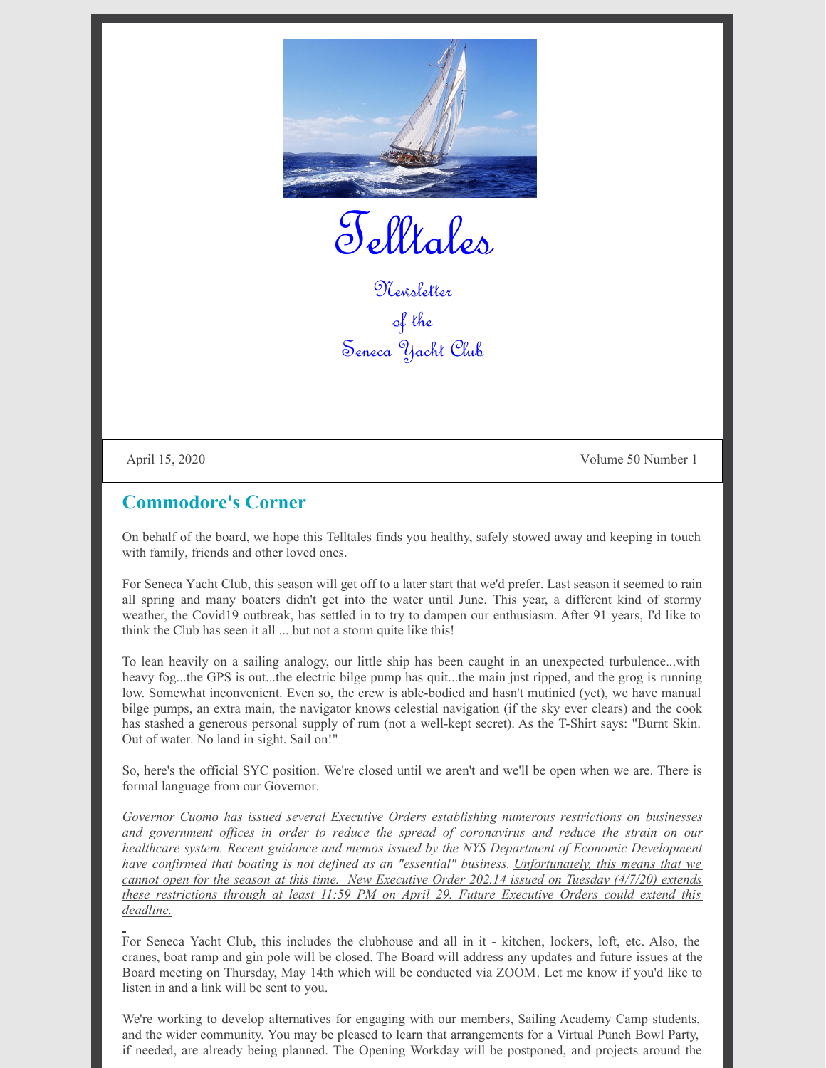# Telltales

Newsletter
of the
Seneca Yacht Club

April 15, 2020 | Volume 50 Number 1

## Commodore's Corner

On behalf of the board, we hope this Telltales finds you healthy, safely stowed away and keeping in touch with family, friends and other loved ones.

For Seneca Yacht Club, this season will get off to a later start that we'd prefer. Last season it seemed to rain all spring and many boaters didn't get into the water until June. This year, a different kind of stormy weather, the Covid19 outbreak, has settled in to try to dampen our enthusiasm. After 91 years, I'd like to think the Club has seen it all ... but not a storm quite like this!

To lean heavily on a sailing analogy, our little ship has been caught in an unexpected turbulence...with heavy fog...the GPS is out...the electric bilge pump has quit...the main just ripped, and the grog is running low. Somewhat inconvenient. Even so, the crew is able-bodied and hasn't mutinied (yet), we have manual bilge pumps, an extra main, the navigator knows celestial navigation (if the sky ever clears) and the cook has stashed a generous personal supply of rum (not a well-kept secret). As the T-Shirt says: "Burnt Skin. Out of water. No land in sight. Sail on!"

So, here's the official SYC position. We're closed until we aren't and we'll be open when we are. There is formal language from our Governor.

*Governor Cuomo has issued several Executive Orders establishing numerous restrictions on businesses and government offices in order to reduce the spread of coronavirus and reduce the strain on our healthcare system. Recent guidance and memos issued by the NYS Department of Economic Development have confirmed that boating is not defined as an "essential" business. Unfortunately, this means that we cannot open for the season at this time. New Executive Order 202.14 issued on Tuesday (4/7/20) extends these restrictions through at least 11:59 PM on April 29. Future Executive Orders could extend this deadline.*

For Seneca Yacht Club, this includes the clubhouse and all in it - kitchen, lockers, loft, etc. Also, the cranes, boat ramp and gin pole will be closed. The Board will address any updates and future issues at the Board meeting on Thursday, May 14th which will be conducted via ZOOM. Let me know if you'd like to listen in and a link will be sent to you.

We're working to develop alternatives for engaging with our members, Sailing Academy Camp students, and the wider community. You may be pleased to learn that arrangements for a Virtual Punch Bowl Party, if needed, are already being planned. The Opening Workday will be postponed, and projects around the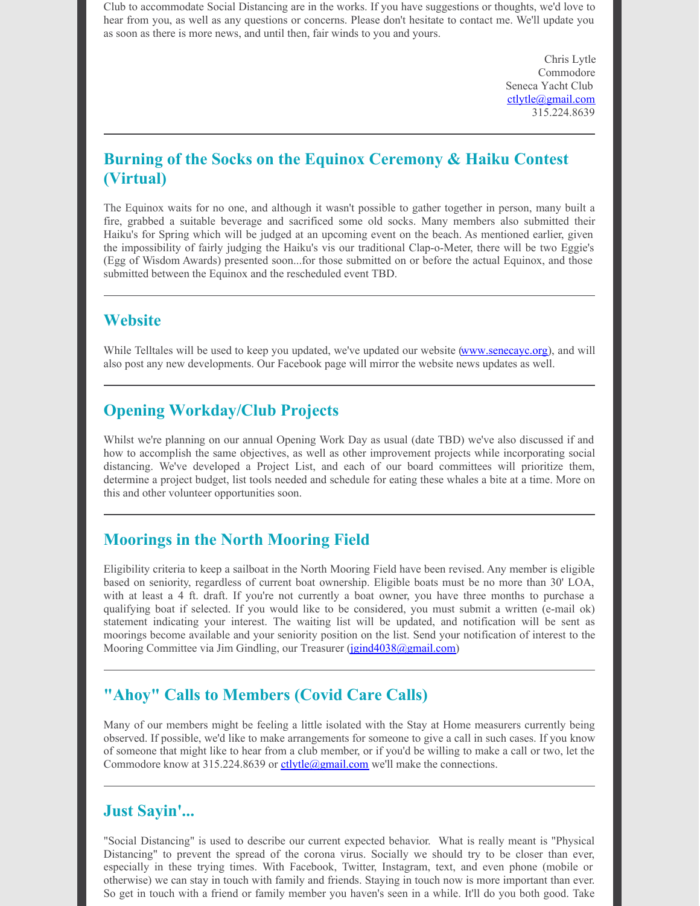Club to accommodate Social Distancing are in the works. If you have suggestions or thoughts, we'd love to hear from you, as well as any questions or concerns. Please don't hesitate to contact me. We'll update you as soon as there is more news, and until then, fair winds to you and yours.

Chris Lytle
Commodore
Seneca Yacht Club
[ctlytle@gmail.com](mailto:ctlytle@gmail.com)
315.224.8639

---

## Burning of the Socks on the Equinox Ceremony & Haiku Contest (Virtual)

The Equinox waits for no one, and although it wasn't possible to gather together in person, many built a fire, grabbed a suitable beverage and sacrificed some old socks. Many members also submitted their Haiku's for Spring which will be judged at an upcoming event on the beach. As mentioned earlier, given the impossibility of fairly judging the Haiku's vis our traditional Clap-o-Meter, there will be two Eggie's (Egg of Wisdom Awards) presented soon...for those submitted on or before the actual Equinox, and those submitted between the Equinox and the rescheduled event TBD.

---

## Website

While Telltales will be used to keep you updated, we've updated our website ([www.senecayc.org](http://www.senecayc.org)), and will also post any new developments. Our Facebook page will mirror the website news updates as well.

---

## Opening Workday/Club Projects

Whilst we're planning on our annual Opening Work Day as usual (date TBD) we've also discussed if and how to accomplish the same objectives, as well as other improvement projects while incorporating social distancing. We've developed a Project List, and each of our board committees will prioritize them, determine a project budget, list tools needed and schedule for eating these whales a bite at a time. More on this and other volunteer opportunities soon.

---

## Moorings in the North Mooring Field

Eligibility criteria to keep a sailboat in the North Mooring Field have been revised. Any member is eligible based on seniority, regardless of current boat ownership. Eligible boats must be no more than 30' LOA, with at least a 4 ft. draft. If you're not currently a boat owner, you have three months to purchase a qualifying boat if selected. If you would like to be considered, you must submit a written (e-mail ok) statement indicating your interest. The waiting list will be updated, and notification will be sent as moorings become available and your seniority position on the list. Send your notification of interest to the Mooring Committee via Jim Gindling, our Treasurer ([jgind4038@gmail.com](mailto:jgind4038@gmail.com))

---

## "Ahoy" Calls to Members (Covid Care Calls)

Many of our members might be feeling a little isolated with the Stay at Home measurers currently being observed. If possible, we'd like to make arrangements for someone to give a call in such cases. If you know of someone that might like to hear from a club member, or if you'd be willing to make a call or two, let the Commodore know at 315.224.8639 or [ctlytle@gmail.com](mailto:ctlytle@gmail.com) we'll make the connections.

---

## Just Sayin'...

"Social Distancing" is used to describe our current expected behavior. What is really meant is "Physical Distancing" to prevent the spread of the corona virus. Socially we should try to be closer than ever, especially in these trying times. With Facebook, Twitter, Instagram, text, and even phone (mobile or otherwise) we can stay in touch with family and friends. Staying in touch now is more important than ever. So get in touch with a friend or family member you haven's seen in a while. It'll do you both good. Take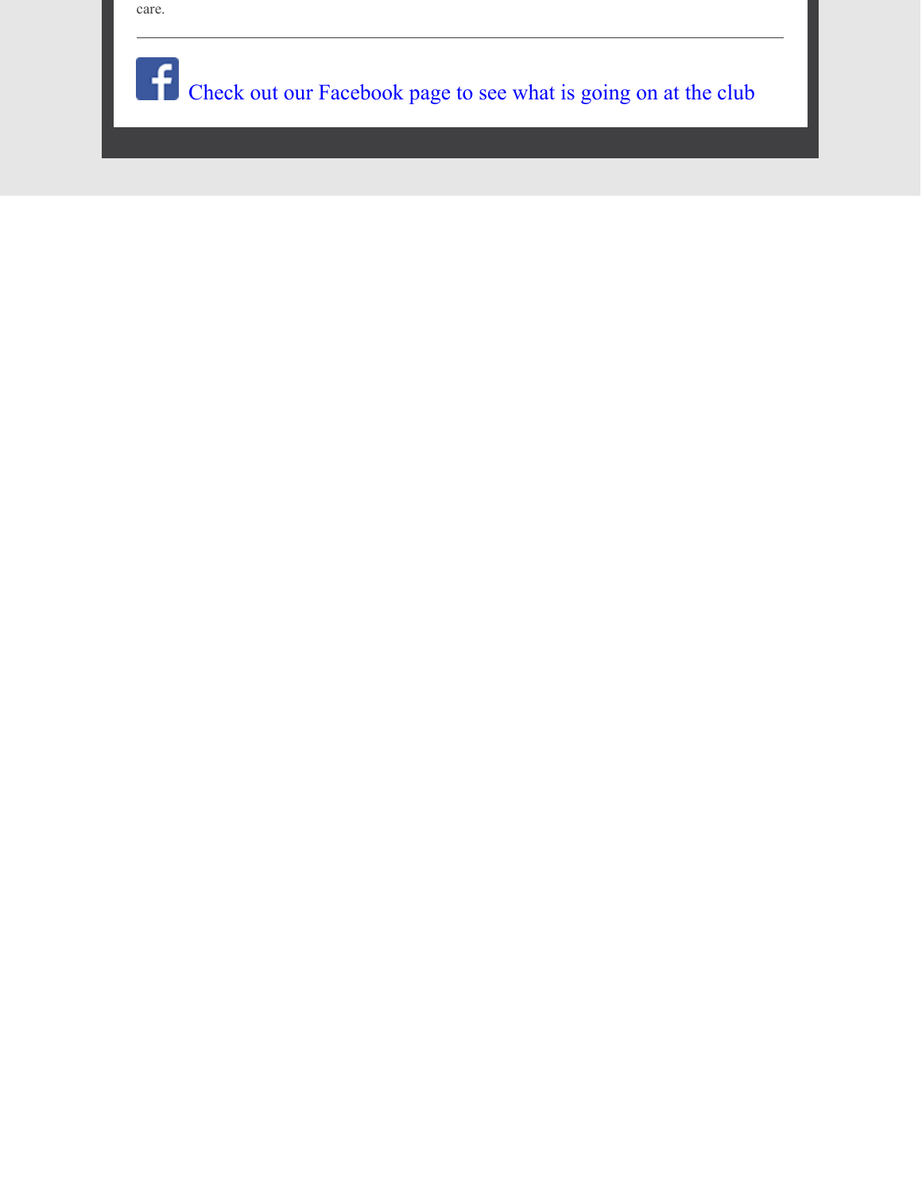care.

---

Check out our Facebook page to see what is going on at the club